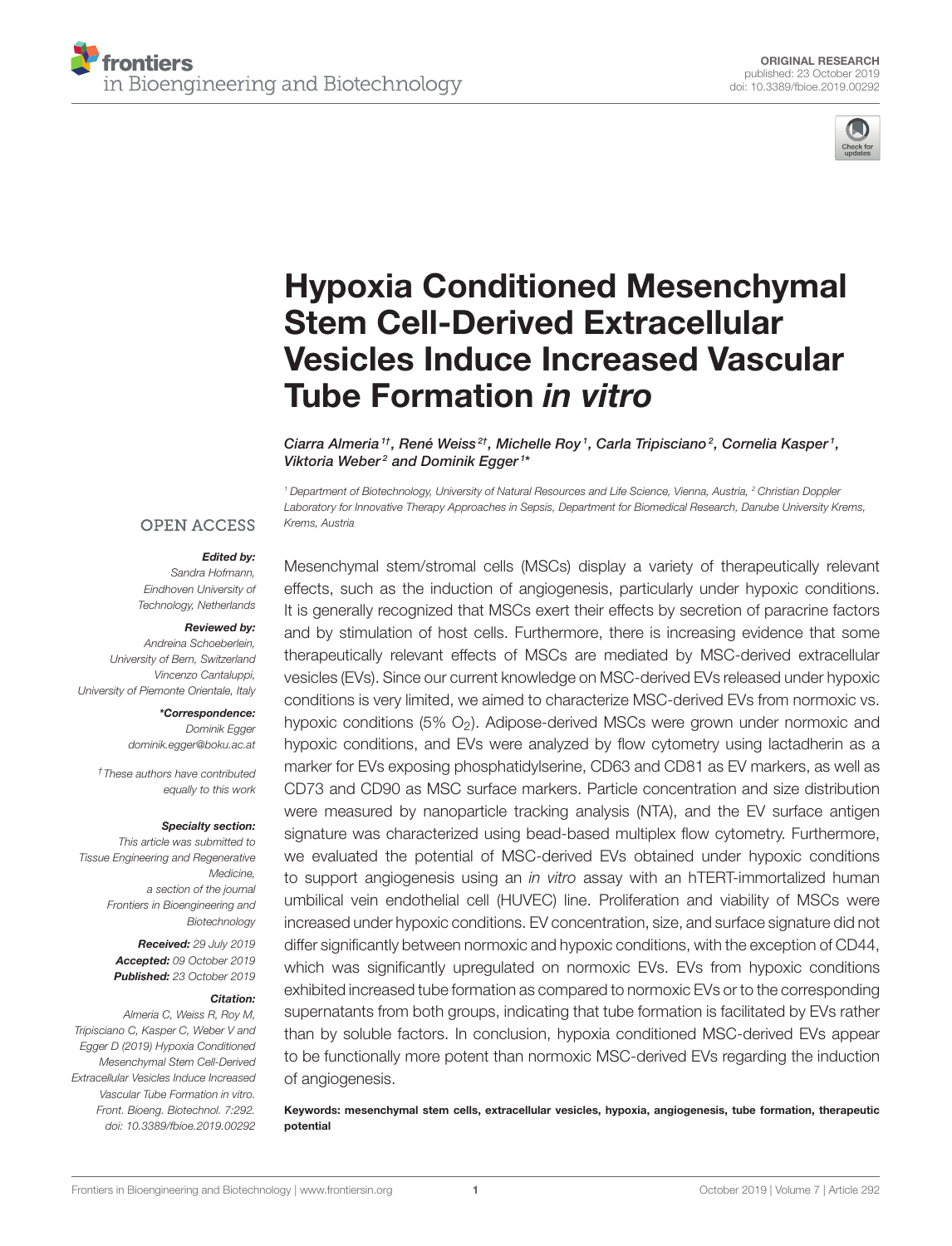ORIGINAL RESEARCH
published: 23 October 2019
doi: 10.3389/fbioe.2019.00292

# Hypoxia Conditioned Mesenchymal Stem Cell-Derived Extracellular Vesicles Induce Increased Vascular Tube Formation *in vitro*

*Ciarra Almeria[1†], René Weiss[2†], Michelle Roy[1], Carla Tripisciano[2], Cornelia Kasper[1], Viktoria Weber[2] and Dominik Egger[1*]*

[1] Department of Biotechnology, University of Natural Resources and Life Science, Vienna, Austria, [2] Christian Doppler Laboratory for Innovative Therapy Approaches in Sepsis, Department for Biomedical Research, Danube University Krems, Krems, Austria

OPEN ACCESS

***Edited by:***
*Sandra Hofmann, Eindhoven University of Technology, Netherlands*

***Reviewed by:***
*Andreina Schoeberlein, University of Bern, Switzerland*
*Vincenzo Cantaluppi, University of Piemonte Orientale, Italy*

***\*Correspondence:***
*Dominik Egger*
*dominik.egger@boku.ac.at*

*† These authors have contributed equally to this work*

***Specialty section:***
*This article was submitted to Tissue Engineering and Regenerative Medicine, a section of the journal Frontiers in Bioengineering and Biotechnology*

***Received:*** *29 July 2019*
***Accepted:*** *09 October 2019*
***Published:*** *23 October 2019*

***Citation:***
*Almeria C, Weiss R, Roy M, Tripisciano C, Kasper C, Weber V and Egger D (2019) Hypoxia Conditioned Mesenchymal Stem Cell-Derived Extracellular Vesicles Induce Increased Vascular Tube Formation in vitro. Front. Bioeng. Biotechnol. 7:292. doi: 10.3389/fbioe.2019.00292*

Mesenchymal stem/stromal cells (MSCs) display a variety of therapeutically relevant effects, such as the induction of angiogenesis, particularly under hypoxic conditions. It is generally recognized that MSCs exert their effects by secretion of paracrine factors and by stimulation of host cells. Furthermore, there is increasing evidence that some therapeutically relevant effects of MSCs are mediated by MSC-derived extracellular vesicles (EVs). Since our current knowledge on MSC-derived EVs released under hypoxic conditions is very limited, we aimed to characterize MSC-derived EVs from normoxic vs. hypoxic conditions (5% $O_2$). Adipose-derived MSCs were grown under normoxic and hypoxic conditions, and EVs were analyzed by flow cytometry using lactadherin as a marker for EVs exposing phosphatidylserine, CD63 and CD81 as EV markers, as well as CD73 and CD90 as MSC surface markers. Particle concentration and size distribution were measured by nanoparticle tracking analysis (NTA), and the EV surface antigen signature was characterized using bead-based multiplex flow cytometry. Furthermore, we evaluated the potential of MSC-derived EVs obtained under hypoxic conditions to support angiogenesis using an *in vitro* assay with an hTERT-immortalized human umbilical vein endothelial cell (HUVEC) line. Proliferation and viability of MSCs were increased under hypoxic conditions. EV concentration, size, and surface signature did not differ significantly between normoxic and hypoxic conditions, with the exception of CD44, which was significantly upregulated on normoxic EVs. EVs from hypoxic conditions exhibited increased tube formation as compared to normoxic EVs or to the corresponding supernatants from both groups, indicating that tube formation is facilitated by EVs rather than by soluble factors. In conclusion, hypoxia conditioned MSC-derived EVs appear to be functionally more potent than normoxic MSC-derived EVs regarding the induction of angiogenesis.

**Keywords: mesenchymal stem cells, extracellular vesicles, hypoxia, angiogenesis, tube formation, therapeutic potential**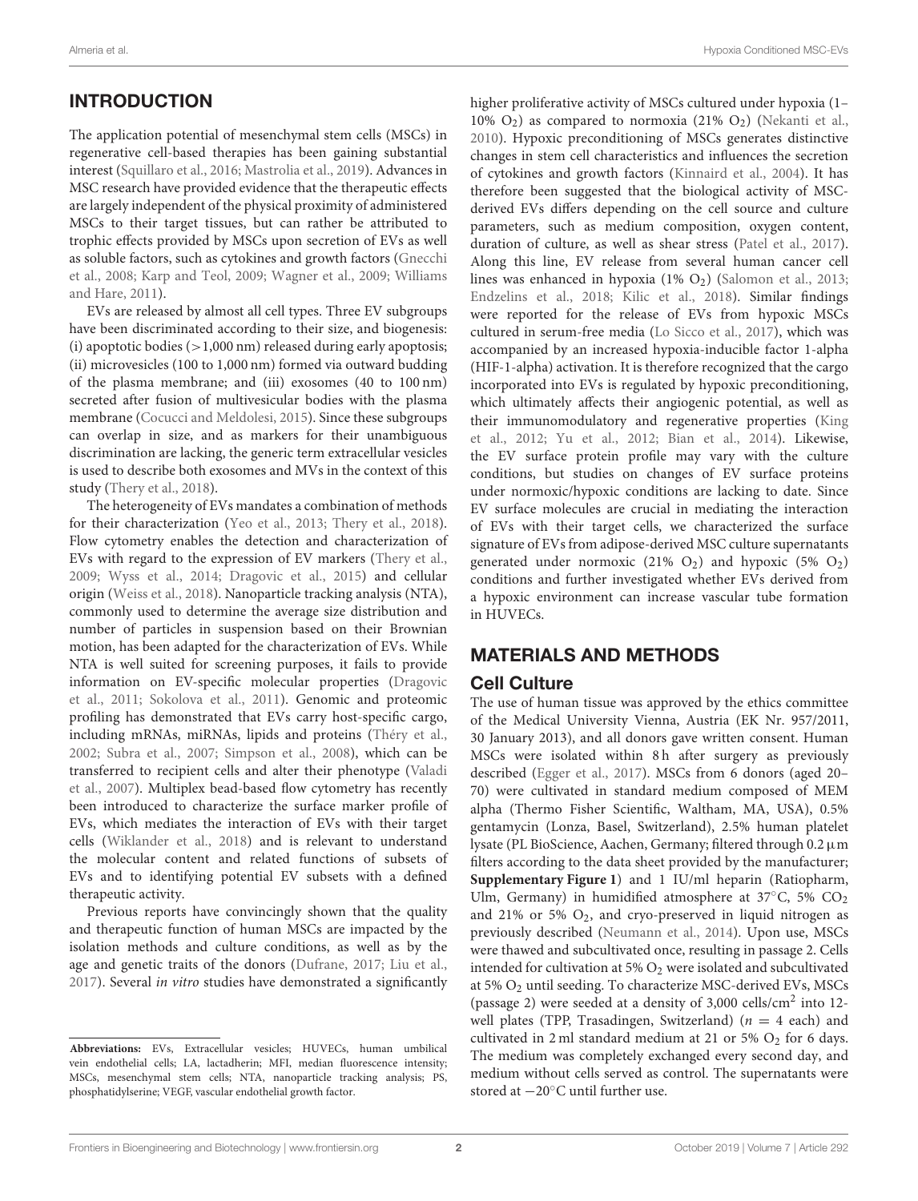## INTRODUCTION

The application potential of mesenchymal stem cells (MSCs) in regenerative cell-based therapies has been gaining substantial interest (Squillaro et al., 2016; Mastrolia et al., 2019). Advances in MSC research have provided evidence that the therapeutic effects are largely independent of the physical proximity of administered MSCs to their target tissues, but can rather be attributed to trophic effects provided by MSCs upon secretion of EVs as well as soluble factors, such as cytokines and growth factors (Gnecchi et al., 2008; Karp and Teol, 2009; Wagner et al., 2009; Williams and Hare, 2011).

EVs are released by almost all cell types. Three EV subgroups have been discriminated according to their size, and biogenesis: (i) apoptotic bodies (>1,000 nm) released during early apoptosis; (ii) microvesicles (100 to 1,000 nm) formed via outward budding of the plasma membrane; and (iii) exosomes (40 to 100 nm) secreted after fusion of multivesicular bodies with the plasma membrane (Cocucci and Meldolesi, 2015). Since these subgroups can overlap in size, and as markers for their unambiguous discrimination are lacking, the generic term extracellular vesicles is used to describe both exosomes and MVs in the context of this study (Thery et al., 2018).

The heterogeneity of EVs mandates a combination of methods for their characterization (Yeo et al., 2013; Thery et al., 2018). Flow cytometry enables the detection and characterization of EVs with regard to the expression of EV markers (Thery et al., 2009; Wyss et al., 2014; Dragovic et al., 2015) and cellular origin (Weiss et al., 2018). Nanoparticle tracking analysis (NTA), commonly used to determine the average size distribution and number of particles in suspension based on their Brownian motion, has been adapted for the characterization of EVs. While NTA is well suited for screening purposes, it fails to provide information on EV-specific molecular properties (Dragovic et al., 2011; Sokolova et al., 2011). Genomic and proteomic profiling has demonstrated that EVs carry host-specific cargo, including mRNAs, miRNAs, lipids and proteins (Théry et al., 2002; Subra et al., 2007; Simpson et al., 2008), which can be transferred to recipient cells and alter their phenotype (Valadi et al., 2007). Multiplex bead-based flow cytometry has recently been introduced to characterize the surface marker profile of EVs, which mediates the interaction of EVs with their target cells (Wiklander et al., 2018) and is relevant to understand the molecular content and related functions of subsets of EVs and to identifying potential EV subsets with a defined therapeutic activity.

Previous reports have convincingly shown that the quality and therapeutic function of human MSCs are impacted by the isolation methods and culture conditions, as well as by the age and genetic traits of the donors (Dufrane, 2017; Liu et al., 2017). Several *in vitro* studies have demonstrated a significantly higher proliferative activity of MSCs cultured under hypoxia (1–10% $O_2$) as compared to normoxia (21% $O_2$) (Nekanti et al., 2010). Hypoxic preconditioning of MSCs generates distinctive changes in stem cell characteristics and influences the secretion of cytokines and growth factors (Kinnaird et al., 2004). It has therefore been suggested that the biological activity of MSC-derived EVs differs depending on the cell source and culture parameters, such as medium composition, oxygen content, duration of culture, as well as shear stress (Patel et al., 2017). Along this line, EV release from several human cancer cell lines was enhanced in hypoxia (1% $O_2$) (Salomon et al., 2013; Endzelins et al., 2018; Kilic et al., 2018). Similar findings were reported for the release of EVs from hypoxic MSCs cultured in serum-free media (Lo Sicco et al., 2017), which was accompanied by an increased hypoxia-inducible factor 1-alpha (HIF-1-alpha) activation. It is therefore recognized that the cargo incorporated into EVs is regulated by hypoxic preconditioning, which ultimately affects their angiogenic potential, as well as their immunomodulatory and regenerative properties (King et al., 2012; Yu et al., 2012; Bian et al., 2014). Likewise, the EV surface protein profile may vary with the culture conditions, but studies on changes of EV surface proteins under normoxic/hypoxic conditions are lacking to date. Since EV surface molecules are crucial in mediating the interaction of EVs with their target cells, we characterized the surface signature of EVs from adipose-derived MSC culture supernatants generated under normoxic (21% $O_2$) and hypoxic (5% $O_2$) conditions and further investigated whether EVs derived from a hypoxic environment can increase vascular tube formation in HUVECs.

## MATERIALS AND METHODS

### Cell Culture

The use of human tissue was approved by the ethics committee of the Medical University Vienna, Austria (EK Nr. 957/2011, 30 January 2013), and all donors gave written consent. Human MSCs were isolated within 8 h after surgery as previously described (Egger et al., 2017). MSCs from 6 donors (aged 20–70) were cultivated in standard medium composed of MEM alpha (Thermo Fisher Scientific, Waltham, MA, USA), 0.5% gentamycin (Lonza, Basel, Switzerland), 2.5% human platelet lysate (PL BioScience, Aachen, Germany; filtered through 0.2 µm filters according to the data sheet provided by the manufacturer; **Supplementary Figure 1**) and 1 IU/ml heparin (Ratiopharm, Ulm, Germany) in humidified atmosphere at 37°C, 5% $CO_2$ and 21% or 5% $O_2$, and cryo-preserved in liquid nitrogen as previously described (Neumann et al., 2014). Upon use, MSCs were thawed and subcultivated once, resulting in passage 2. Cells intended for cultivation at 5% $O_2$ were isolated and subcultivated at 5% $O_2$ until seeding. To characterize MSC-derived EVs, MSCs (passage 2) were seeded at a density of 3,000 cells/cm$^2$ into 12-well plates (TPP, Trasadingen, Switzerland) ($n = 4$ each) and cultivated in 2 ml standard medium at 21 or 5% $O_2$ for 6 days. The medium was completely exchanged every second day, and medium without cells served as control. The supernatants were stored at −20°C until further use.

---

**Abbreviations:** EVs, Extracellular vesicles; HUVECs, human umbilical vein endothelial cells; LA, lactadherin; MFI, median fluorescence intensity; MSCs, mesenchymal stem cells; NTA, nanoparticle tracking analysis; PS, phosphatidylserine; VEGF, vascular endothelial growth factor.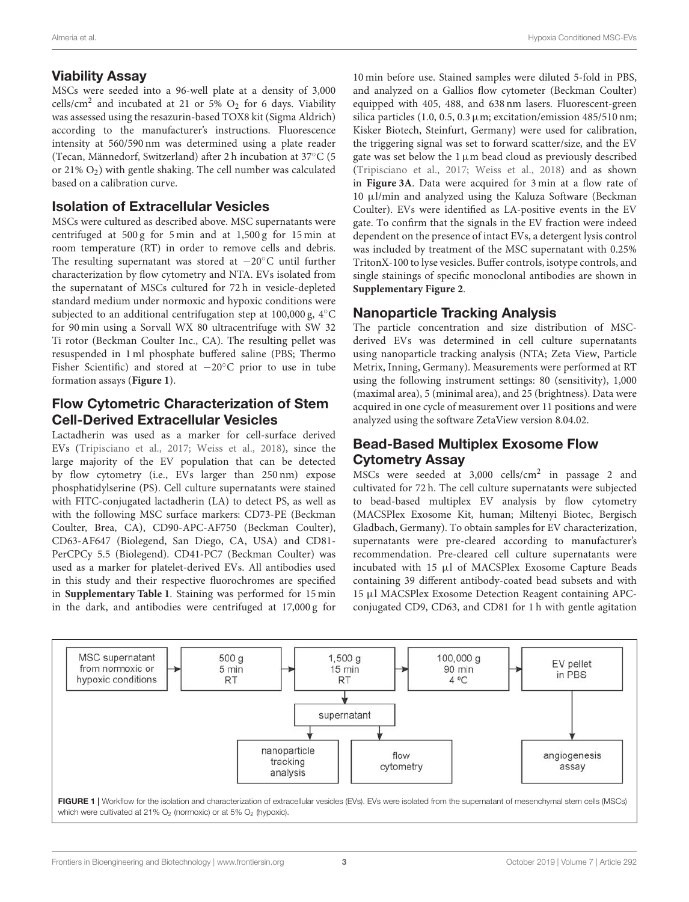## Viability Assay

MSCs were seeded into a 96-well plate at a density of 3,000 cells/cm$^2$ and incubated at 21 or 5% $O_2$ for 6 days. Viability was assessed using the resazurin-based TOX8 kit (Sigma Aldrich) according to the manufacturer's instructions. Fluorescence intensity at 560/590 nm was determined using a plate reader (Tecan, Männedorf, Switzerland) after 2 h incubation at 37°C (5 or 21% $O_2$) with gentle shaking. The cell number was calculated based on a calibration curve.

## Isolation of Extracellular Vesicles

MSCs were cultured as described above. MSC supernatants were centrifuged at 500 g for 5 min and at 1,500 g for 15 min at room temperature (RT) in order to remove cells and debris. The resulting supernatant was stored at −20°C until further characterization by flow cytometry and NTA. EVs isolated from the supernatant of MSCs cultured for 72 h in vesicle-depleted standard medium under normoxic and hypoxic conditions were subjected to an additional centrifugation step at 100,000 g, 4°C for 90 min using a Sorvall WX 80 ultracentrifuge with SW 32 Ti rotor (Beckman Coulter Inc., CA). The resulting pellet was resuspended in 1 ml phosphate buffered saline (PBS; Thermo Fisher Scientific) and stored at −20°C prior to use in tube formation assays (**Figure 1**).

## Flow Cytometric Characterization of Stem Cell-Derived Extracellular Vesicles

Lactadherin was used as a marker for cell-surface derived EVs (Tripisciano et al., 2017; Weiss et al., 2018), since the large majority of the EV population that can be detected by flow cytometry (i.e., EVs larger than 250 nm) expose phosphatidylserine (PS). Cell culture supernatants were stained with FITC-conjugated lactadherin (LA) to detect PS, as well as with the following MSC surface markers: CD73-PE (Beckman Coulter, Brea, CA), CD90-APC-AF750 (Beckman Coulter), CD63-AF647 (Biolegend, San Diego, CA, USA) and CD81-PerCPCy 5.5 (Biolegend). CD41-PC7 (Beckman Coulter) was used as a marker for platelet-derived EVs. All antibodies used in this study and their respective fluorochromes are specified in **Supplementary Table 1**. Staining was performed for 15 min in the dark, and antibodies were centrifuged at 17,000 g for 10 min before use. Stained samples were diluted 5-fold in PBS, and analyzed on a Gallios flow cytometer (Beckman Coulter) equipped with 405, 488, and 638 nm lasers. Fluorescent-green silica particles (1.0, 0.5, 0.3 µm; excitation/emission 485/510 nm; Kisker Biotech, Steinfurt, Germany) were used for calibration, the triggering signal was set to forward scatter/size, and the EV gate was set below the 1 µm bead cloud as previously described (Tripisciano et al., 2017; Weiss et al., 2018) and as shown in **Figure 3A**. Data were acquired for 3 min at a flow rate of 10 µl/min and analyzed using the Kaluza Software (Beckman Coulter). EVs were identified as LA-positive events in the EV gate. To confirm that the signals in the EV fraction were indeed dependent on the presence of intact EVs, a detergent lysis control was included by treatment of the MSC supernatant with 0.25% TritonX-100 to lyse vesicles. Buffer controls, isotype controls, and single stainings of specific monoclonal antibodies are shown in **Supplementary Figure 2**.

## Nanoparticle Tracking Analysis

The particle concentration and size distribution of MSC-derived EVs was determined in cell culture supernatants using nanoparticle tracking analysis (NTA; Zeta View, Particle Metrix, Inning, Germany). Measurements were performed at RT using the following instrument settings: 80 (sensitivity), 1,000 (maximal area), 5 (minimal area), and 25 (brightness). Data were acquired in one cycle of measurement over 11 positions and were analyzed using the software ZetaView version 8.04.02.

## Bead-Based Multiplex Exosome Flow Cytometry Assay

MSCs were seeded at 3,000 cells/cm$^2$ in passage 2 and cultivated for 72 h. The cell culture supernatants were subjected to bead-based multiplex EV analysis by flow cytometry (MACSPlex Exosome Kit, human; Miltenyi Biotec, Bergisch Gladbach, Germany). To obtain samples for EV characterization, supernatants were pre-cleared according to manufacturer's recommendation. Pre-cleared cell culture supernatants were incubated with 15 µl of MACSPlex Exosome Capture Beads containing 39 different antibody-coated bead subsets and with 15 µl MACSPlex Exosome Detection Reagent containing APC-conjugated CD9, CD63, and CD81 for 1 h with gentle agitation

MSC supernatant from normoxic or hypoxic conditions → 500 g, 5 min, RT → 1,500 g, 15 min, RT → 100,000 g, 90 min, 4 ºC → EV pellet in PBS → angiogenesis assay

1,500 g, 15 min, RT → supernatant → nanoparticle tracking analysis; flow cytometry

**FIGURE 1 |** Workflow for the isolation and characterization of extracellular vesicles (EVs). EVs were isolated from the supernatant of mesenchymal stem cells (MSCs) which were cultivated at 21% $O_2$ (normoxic) or at 5% $O_2$ (hypoxic).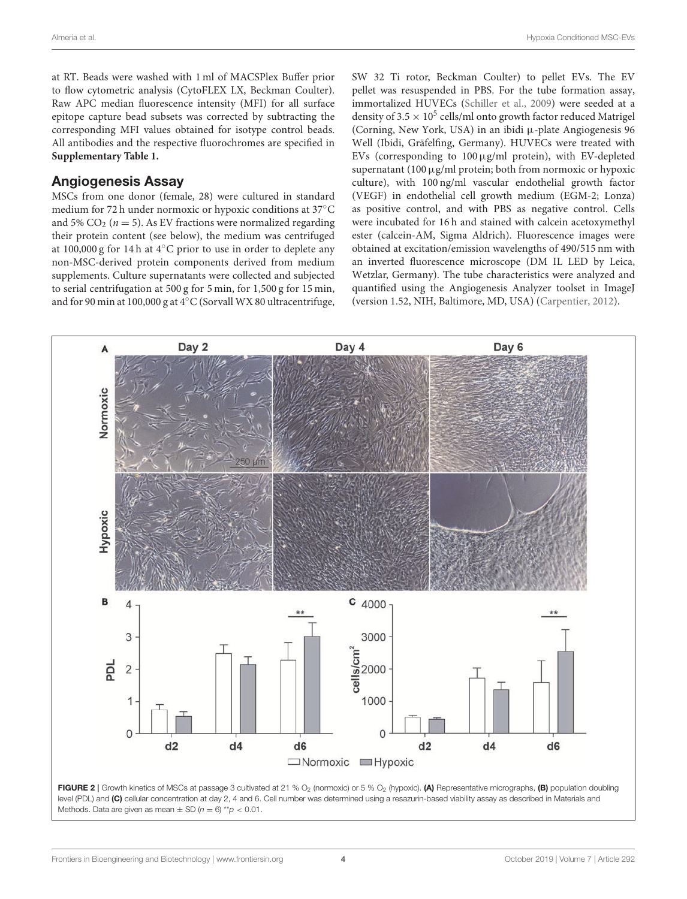at RT. Beads were washed with 1 ml of MACSPlex Buffer prior to flow cytometric analysis (CytoFLEX LX, Beckman Coulter). Raw APC median fluorescence intensity (MFI) for all surface epitope capture bead subsets was corrected by subtracting the corresponding MFI values obtained for isotype control beads. All antibodies and the respective fluorochromes are specified in **Supplementary Table 1.**

## Angiogenesis Assay

MSCs from one donor (female, 28) were cultured in standard medium for 72 h under normoxic or hypoxic conditions at 37°C and 5% $CO_2$ ($n = 5$). As EV fractions were normalized regarding their protein content (see below), the medium was centrifuged at 100,000 g for 14 h at 4°C prior to use in order to deplete any non-MSC-derived protein components derived from medium supplements. Culture supernatants were collected and subjected to serial centrifugation at 500 g for 5 min, for 1,500 g for 15 min, and for 90 min at 100,000 g at 4°C (Sorvall WX 80 ultracentrifuge, SW 32 Ti rotor, Beckman Coulter) to pellet EVs. The EV pellet was resuspended in PBS. For the tube formation assay, immortalized HUVECs (Schiller et al., 2009) were seeded at a density of $3.5 \times 10^5$ cells/ml onto growth factor reduced Matrigel (Corning, New York, USA) in an ibidi μ-plate Angiogenesis 96 Well (Ibidi, Gräfelfing, Germany). HUVECs were treated with EVs (corresponding to 100 μg/ml protein), with EV-depleted supernatant (100 μg/ml protein; both from normoxic or hypoxic culture), with 100 ng/ml vascular endothelial growth factor (VEGF) in endothelial cell growth medium (EGM-2; Lonza) as positive control, and with PBS as negative control. Cells were incubated for 16 h and stained with calcein acetoxymethyl ester (calcein-AM, Sigma Aldrich). Fluorescence images were obtained at excitation/emission wavelengths of 490/515 nm with an inverted fluorescence microscope (DM IL LED by Leica, Wetzlar, Germany). The tube characteristics were analyzed and quantified using the Angiogenesis Analyzer toolset in ImageJ (version 1.52, NIH, Baltimore, MD, USA) (Carpentier, 2012).

**FIGURE 2** | Growth kinetics of MSCs at passage 3 cultivated at 21 % $O_2$ (normoxic) or 5 % $O_2$ (hypoxic). **(A)** Representative micrographs, **(B)** population doubling level (PDL) and **(C)** cellular concentration at day 2, 4 and 6. Cell number was determined using a resazurin-based viability assay as described in Materials and Methods. Data are given as mean ± SD ($n = 6$) $^{**}p < 0.01$.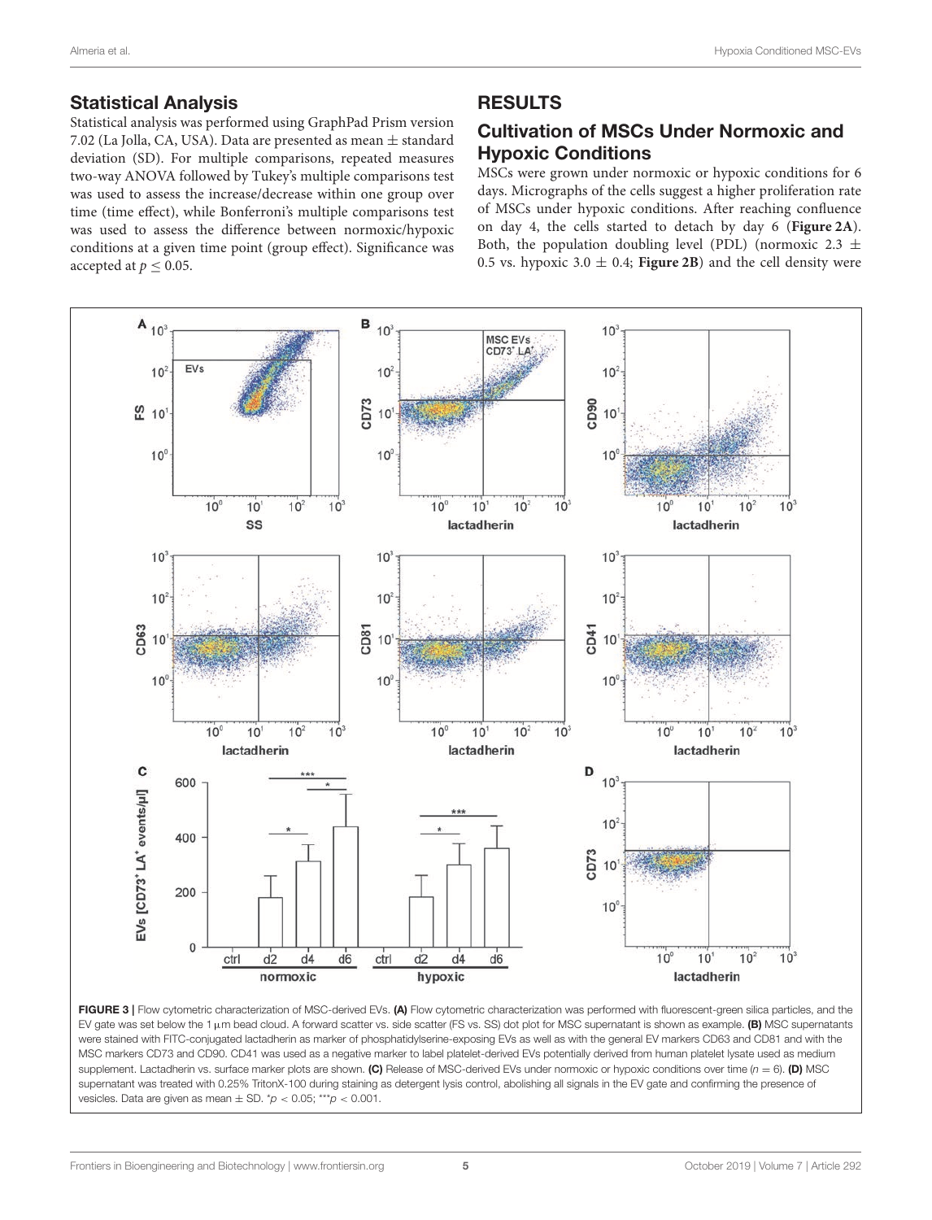## Statistical Analysis

Statistical analysis was performed using GraphPad Prism version 7.02 (La Jolla, CA, USA). Data are presented as mean ± standard deviation (SD). For multiple comparisons, repeated measures two-way ANOVA followed by Tukey's multiple comparisons test was used to assess the increase/decrease within one group over time (time effect), while Bonferroni's multiple comparisons test was used to assess the difference between normoxic/hypoxic conditions at a given time point (group effect). Significance was accepted at $p \leq 0.05$.

# RESULTS

## Cultivation of MSCs Under Normoxic and Hypoxic Conditions

MSCs were grown under normoxic or hypoxic conditions for 6 days. Micrographs of the cells suggest a higher proliferation rate of MSCs under hypoxic conditions. After reaching confluence on day 4, the cells started to detach by day 6 (**Figure 2A**). Both, the population doubling level (PDL) (normoxic 2.3 ± 0.5 vs. hypoxic 3.0 ± 0.4; **Figure 2B**) and the cell density were

**FIGURE 3 |** Flow cytometric characterization of MSC-derived EVs. **(A)** Flow cytometric characterization was performed with fluorescent-green silica particles, and the EV gate was set below the 1 μm bead cloud. A forward scatter vs. side scatter (FS vs. SS) dot plot for MSC supernatant is shown as example. **(B)** MSC supernatants were stained with FITC-conjugated lactadherin as marker of phosphatidylserine-exposing EVs as well as with the general EV markers CD63 and CD81 and with the MSC markers CD73 and CD90. CD41 was used as a negative marker to label platelet-derived EVs potentially derived from human platelet lysate used as medium supplement. Lactadherin vs. surface marker plots are shown. **(C)** Release of MSC-derived EVs under normoxic or hypoxic conditions over time ($n = 6$). **(D)** MSC supernatant was treated with 0.25% TritonX-100 during staining as detergent lysis control, abolishing all signals in the EV gate and confirming the presence of vesicles. Data are given as mean ± SD. \*$p < 0.05$; \*\*\*$p < 0.001$.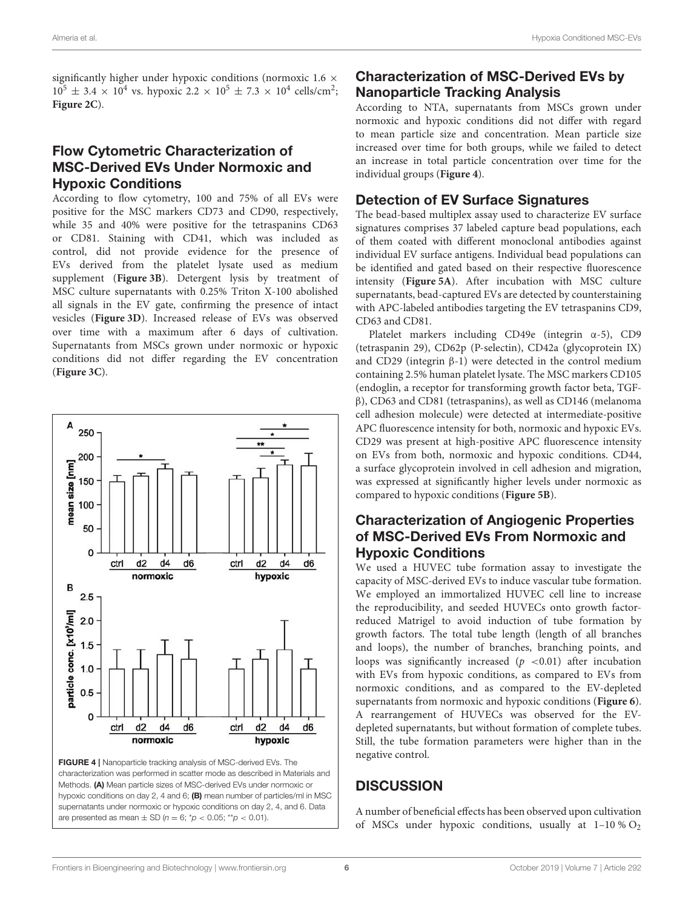significantly higher under hypoxic conditions (normoxic $1.6 \times 10^5 \pm 3.4 \times 10^4$ vs. hypoxic $2.2 \times 10^5 \pm 7.3 \times 10^4$ cells/cm$^2$; **Figure 2C**).

## Flow Cytometric Characterization of MSC-Derived EVs Under Normoxic and Hypoxic Conditions

According to flow cytometry, 100 and 75% of all EVs were positive for the MSC markers CD73 and CD90, respectively, while 35 and 40% were positive for the tetraspanins CD63 or CD81. Staining with CD41, which was included as control, did not provide evidence for the presence of EVs derived from the platelet lysate used as medium supplement (**Figure 3B**). Detergent lysis by treatment of MSC culture supernatants with 0.25% Triton X-100 abolished all signals in the EV gate, confirming the presence of intact vesicles (**Figure 3D**). Increased release of EVs was observed over time with a maximum after 6 days of cultivation. Supernatants from MSCs grown under normoxic or hypoxic conditions did not differ regarding the EV concentration (**Figure 3C**).

**FIGURE 4 |** Nanoparticle tracking analysis of MSC-derived EVs. The characterization was performed in scatter mode as described in Materials and Methods. **(A)** Mean particle sizes of MSC-derived EVs under normoxic or hypoxic conditions on day 2, 4 and 6; **(B)** mean number of particles/ml in MSC supernatants under normoxic or hypoxic conditions on day 2, 4, and 6. Data are presented as mean ± SD ($n = 6$; $^*p < 0.05$; $^{**}p < 0.01$).

## Characterization of MSC-Derived EVs by Nanoparticle Tracking Analysis

According to NTA, supernatants from MSCs grown under normoxic and hypoxic conditions did not differ with regard to mean particle size and concentration. Mean particle size increased over time for both groups, while we failed to detect an increase in total particle concentration over time for the individual groups (**Figure 4**).

## Detection of EV Surface Signatures

The bead-based multiplex assay used to characterize EV surface signatures comprises 37 labeled capture bead populations, each of them coated with different monoclonal antibodies against individual EV surface antigens. Individual bead populations can be identified and gated based on their respective fluorescence intensity (**Figure 5A**). After incubation with MSC culture supernatants, bead-captured EVs are detected by counterstaining with APC-labeled antibodies targeting the EV tetraspanins CD9, CD63 and CD81.

Platelet markers including CD49e (integrin α-5), CD9 (tetraspanin 29), CD62p (P-selectin), CD42a (glycoprotein IX) and CD29 (integrin β-1) were detected in the control medium containing 2.5% human platelet lysate. The MSC markers CD105 (endoglin, a receptor for transforming growth factor beta, TGF-β), CD63 and CD81 (tetraspanins), as well as CD146 (melanoma cell adhesion molecule) were detected at intermediate-positive APC fluorescence intensity for both, normoxic and hypoxic EVs. CD29 was present at high-positive APC fluorescence intensity on EVs from both, normoxic and hypoxic conditions. CD44, a surface glycoprotein involved in cell adhesion and migration, was expressed at significantly higher levels under normoxic as compared to hypoxic conditions (**Figure 5B**).

## Characterization of Angiogenic Properties of MSC-Derived EVs From Normoxic and Hypoxic Conditions

We used a HUVEC tube formation assay to investigate the capacity of MSC-derived EVs to induce vascular tube formation. We employed an immortalized HUVEC cell line to increase the reproducibility, and seeded HUVECs onto growth factor-reduced Matrigel to avoid induction of tube formation by growth factors. The total tube length (length of all branches and loops), the number of branches, branching points, and loops was significantly increased ($p < 0.01$) after incubation with EVs from hypoxic conditions, as compared to EVs from normoxic conditions, and as compared to the EV-depleted supernatants from normoxic and hypoxic conditions (**Figure 6**). A rearrangement of HUVECs was observed for the EV-depleted supernatants, but without formation of complete tubes. Still, the tube formation parameters were higher than in the negative control.

# DISCUSSION

A number of beneficial effects has been observed upon cultivation of MSCs under hypoxic conditions, usually at 1–10 % $O_2$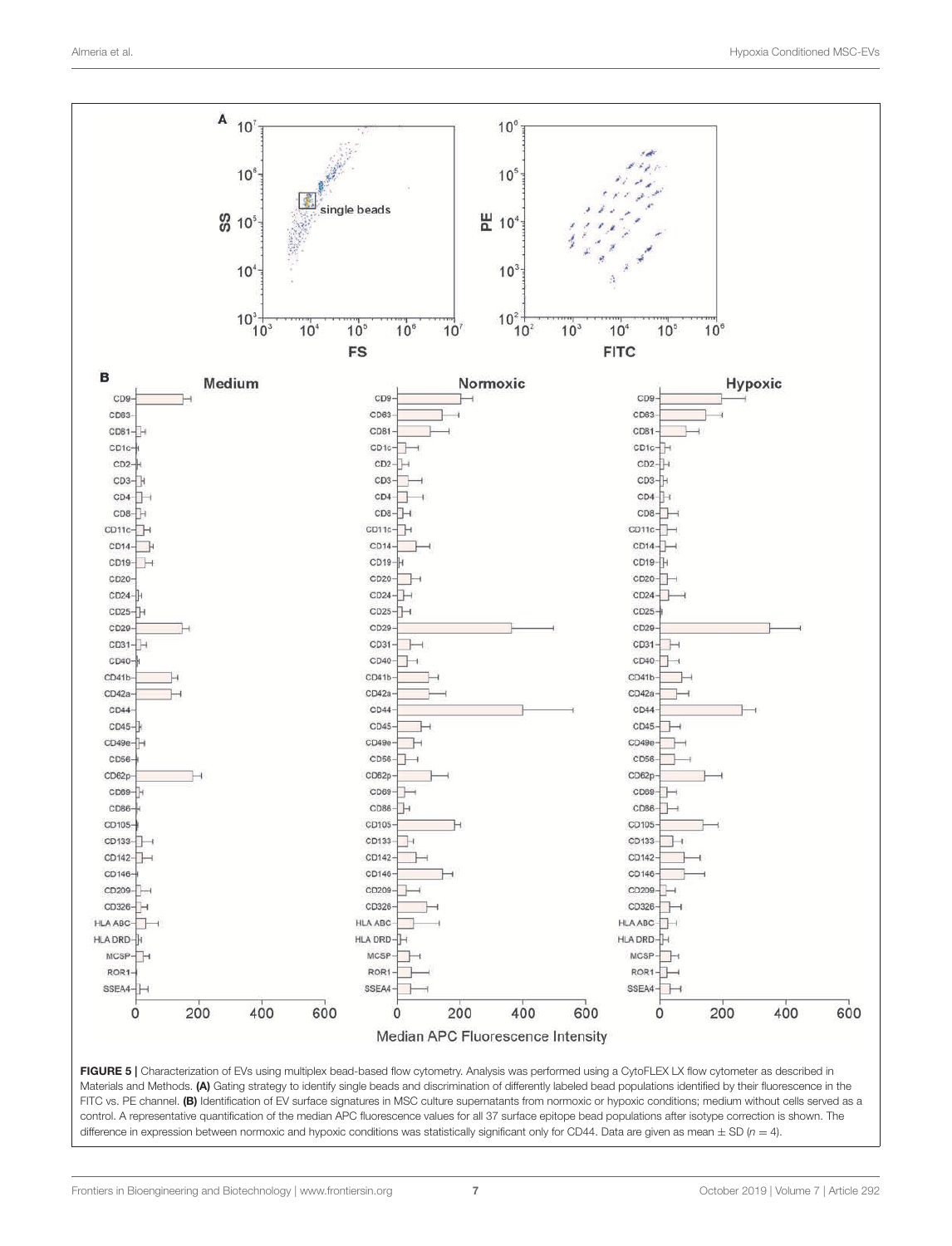FIGURE 5 | Characterization of EVs using multiplex bead-based flow cytometry. Analysis was performed using a CytoFLEX LX flow cytometer as described in Materials and Methods. **(A)** Gating strategy to identify single beads and discrimination of differently labeled bead populations identified by their fluorescence in the FITC vs. PE channel. **(B)** Identification of EV surface signatures in MSC culture supernatants from normoxic or hypoxic conditions; medium without cells served as a control. A representative quantification of the median APC fluorescence values for all 37 surface epitope bead populations after isotype correction is shown. The difference in expression between normoxic and hypoxic conditions was statistically significant only for CD44. Data are given as mean ± SD ($n = 4$).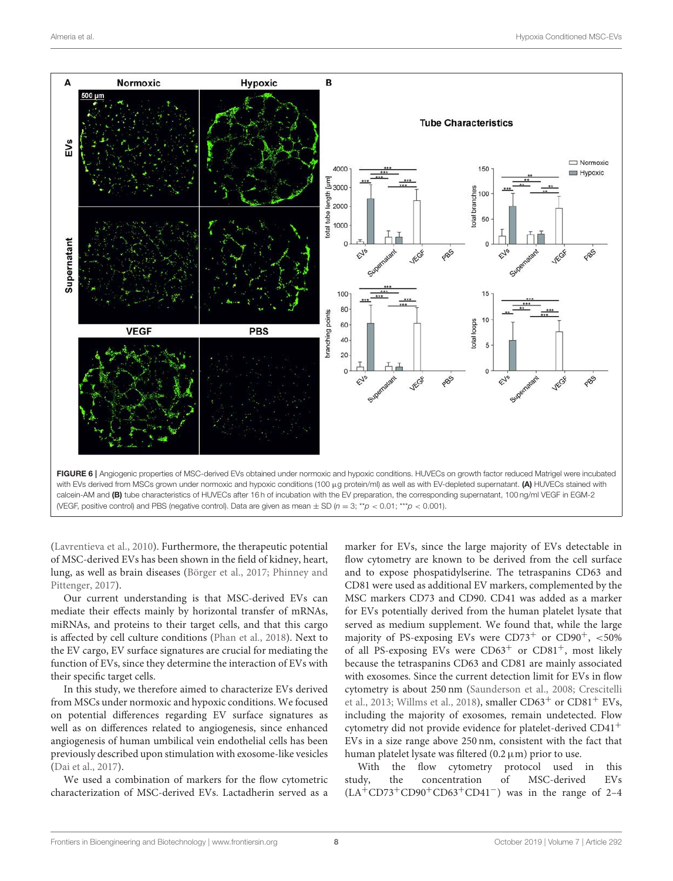FIGURE 6 | Angiogenic properties of MSC-derived EVs obtained under normoxic and hypoxic conditions. HUVECs on growth factor reduced Matrigel were incubated with EVs derived from MSCs grown under normoxic and hypoxic conditions (100 µg protein/ml) as well as with EV-depleted supernatant. **(A)** HUVECs stained with calcein-AM and **(B)** tube characteristics of HUVECs after 16 h of incubation with the EV preparation, the corresponding supernatant, 100 ng/ml VEGF in EGM-2 (VEGF, positive control) and PBS (negative control). Data are given as mean ± SD ($n = 3$; $^{**}p < 0.01$; $^{***}p < 0.001$).

(Lavrentieva et al., 2010). Furthermore, the therapeutic potential of MSC-derived EVs has been shown in the field of kidney, heart, lung, as well as brain diseases (Börger et al., 2017; Phinney and Pittenger, 2017).

Our current understanding is that MSC-derived EVs can mediate their effects mainly by horizontal transfer of mRNAs, miRNAs, and proteins to their target cells, and that this cargo is affected by cell culture conditions (Phan et al., 2018). Next to the EV cargo, EV surface signatures are crucial for mediating the function of EVs, since they determine the interaction of EVs with their specific target cells.

In this study, we therefore aimed to characterize EVs derived from MSCs under normoxic and hypoxic conditions. We focused on potential differences regarding EV surface signatures as well as on differences related to angiogenesis, since enhanced angiogenesis of human umbilical vein endothelial cells has been previously described upon stimulation with exosome-like vesicles (Dai et al., 2017).

We used a combination of markers for the flow cytometric characterization of MSC-derived EVs. Lactadherin served as a marker for EVs, since the large majority of EVs detectable in flow cytometry are known to be derived from the cell surface and to expose phospatidylserine. The tetraspanins CD63 and CD81 were used as additional EV markers, complemented by the MSC markers CD73 and CD90. CD41 was added as a marker for EVs potentially derived from the human platelet lysate that served as medium supplement. We found that, while the large majority of PS-exposing EVs were $CD73^+$ or $CD90^+$, <50% of all PS-exposing EVs were $CD63^+$ or $CD81^+$, most likely because the tetraspanins CD63 and CD81 are mainly associated with exosomes. Since the current detection limit for EVs in flow cytometry is about 250 nm (Saunderson et al., 2008; Crescitelli et al., 2013; Willms et al., 2018), smaller $CD63^+$ or $CD81^+$ EVs, including the majority of exosomes, remain undetected. Flow cytometry did not provide evidence for platelet-derived $CD41^+$ EVs in a size range above 250 nm, consistent with the fact that human platelet lysate was filtered (0.2 µm) prior to use.

With the flow cytometry protocol used in this study, the concentration of MSC-derived EVs ($LA^+CD73^+CD90^+CD63^+CD41^-$) was in the range of 2–4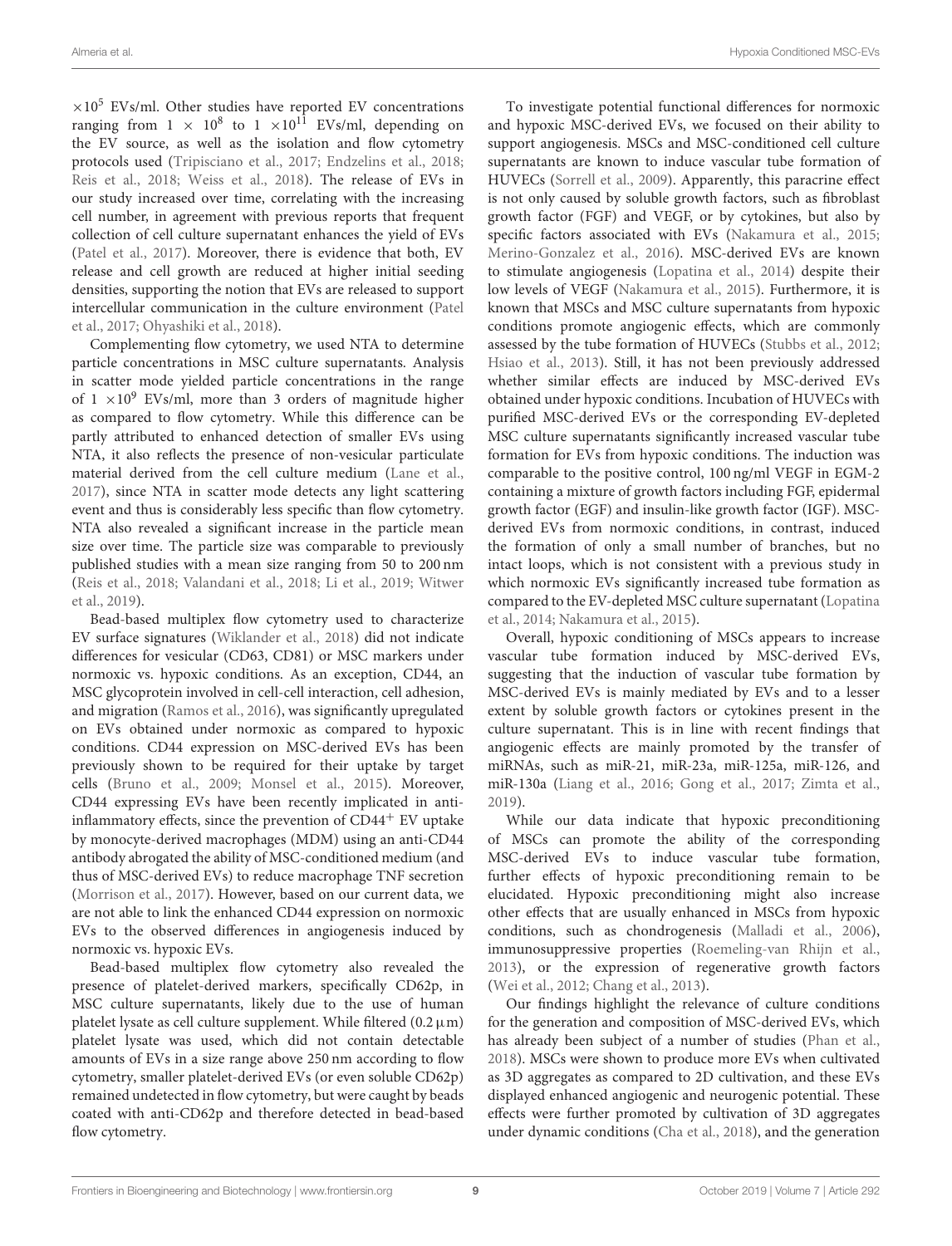$\times 10^5$ EVs/ml. Other studies have reported EV concentrations ranging from $1 \times 10^8$ to $1 \times 10^{11}$ EVs/ml, depending on the EV source, as well as the isolation and flow cytometry protocols used (Tripisciano et al., 2017; Endzelins et al., 2018; Reis et al., 2018; Weiss et al., 2018). The release of EVs in our study increased over time, correlating with the increasing cell number, in agreement with previous reports that frequent collection of cell culture supernatant enhances the yield of EVs (Patel et al., 2017). Moreover, there is evidence that both, EV release and cell growth are reduced at higher initial seeding densities, supporting the notion that EVs are released to support intercellular communication in the culture environment (Patel et al., 2017; Ohyashiki et al., 2018).

Complementing flow cytometry, we used NTA to determine particle concentrations in MSC culture supernatants. Analysis in scatter mode yielded particle concentrations in the range of $1 \times 10^9$ EVs/ml, more than 3 orders of magnitude higher as compared to flow cytometry. While this difference can be partly attributed to enhanced detection of smaller EVs using NTA, it also reflects the presence of non-vesicular particulate material derived from the cell culture medium (Lane et al., 2017), since NTA in scatter mode detects any light scattering event and thus is considerably less specific than flow cytometry. NTA also revealed a significant increase in the particle mean size over time. The particle size was comparable to previously published studies with a mean size ranging from 50 to 200 nm (Reis et al., 2018; Valandani et al., 2018; Li et al., 2019; Witwer et al., 2019).

Bead-based multiplex flow cytometry used to characterize EV surface signatures (Wiklander et al., 2018) did not indicate differences for vesicular (CD63, CD81) or MSC markers under normoxic vs. hypoxic conditions. As an exception, CD44, an MSC glycoprotein involved in cell-cell interaction, cell adhesion, and migration (Ramos et al., 2016), was significantly upregulated on EVs obtained under normoxic as compared to hypoxic conditions. CD44 expression on MSC-derived EVs has been previously shown to be required for their uptake by target cells (Bruno et al., 2009; Monsel et al., 2015). Moreover, CD44 expressing EVs have been recently implicated in anti-inflammatory effects, since the prevention of $CD44^+$ EV uptake by monocyte-derived macrophages (MDM) using an anti-CD44 antibody abrogated the ability of MSC-conditioned medium (and thus of MSC-derived EVs) to reduce macrophage TNF secretion (Morrison et al., 2017). However, based on our current data, we are not able to link the enhanced CD44 expression on normoxic EVs to the observed differences in angiogenesis induced by normoxic vs. hypoxic EVs.

Bead-based multiplex flow cytometry also revealed the presence of platelet-derived markers, specifically CD62p, in MSC culture supernatants, likely due to the use of human platelet lysate as cell culture supplement. While filtered (0.2 µm) platelet lysate was used, which did not contain detectable amounts of EVs in a size range above 250 nm according to flow cytometry, smaller platelet-derived EVs (or even soluble CD62p) remained undetected in flow cytometry, but were caught by beads coated with anti-CD62p and therefore detected in bead-based flow cytometry.

To investigate potential functional differences for normoxic and hypoxic MSC-derived EVs, we focused on their ability to support angiogenesis. MSCs and MSC-conditioned cell culture supernatants are known to induce vascular tube formation of HUVECs (Sorrell et al., 2009). Apparently, this paracrine effect is not only caused by soluble growth factors, such as fibroblast growth factor (FGF) and VEGF, or by cytokines, but also by specific factors associated with EVs (Nakamura et al., 2015; Merino-Gonzalez et al., 2016). MSC-derived EVs are known to stimulate angiogenesis (Lopatina et al., 2014) despite their low levels of VEGF (Nakamura et al., 2015). Furthermore, it is known that MSCs and MSC culture supernatants from hypoxic conditions promote angiogenic effects, which are commonly assessed by the tube formation of HUVECs (Stubbs et al., 2012; Hsiao et al., 2013). Still, it has not been previously addressed whether similar effects are induced by MSC-derived EVs obtained under hypoxic conditions. Incubation of HUVECs with purified MSC-derived EVs or the corresponding EV-depleted MSC culture supernatants significantly increased vascular tube formation for EVs from hypoxic conditions. The induction was comparable to the positive control, 100 ng/ml VEGF in EGM-2 containing a mixture of growth factors including FGF, epidermal growth factor (EGF) and insulin-like growth factor (IGF). MSC-derived EVs from normoxic conditions, in contrast, induced the formation of only a small number of branches, but no intact loops, which is not consistent with a previous study in which normoxic EVs significantly increased tube formation as compared to the EV-depleted MSC culture supernatant (Lopatina et al., 2014; Nakamura et al., 2015).

Overall, hypoxic conditioning of MSCs appears to increase vascular tube formation induced by MSC-derived EVs, suggesting that the induction of vascular tube formation by MSC-derived EVs is mainly mediated by EVs and to a lesser extent by soluble growth factors or cytokines present in the culture supernatant. This is in line with recent findings that angiogenic effects are mainly promoted by the transfer of miRNAs, such as miR-21, miR-23a, miR-125a, miR-126, and miR-130a (Liang et al., 2016; Gong et al., 2017; Zimta et al., 2019).

While our data indicate that hypoxic preconditioning of MSCs can promote the ability of the corresponding MSC-derived EVs to induce vascular tube formation, further effects of hypoxic preconditioning remain to be elucidated. Hypoxic preconditioning might also increase other effects that are usually enhanced in MSCs from hypoxic conditions, such as chondrogenesis (Malladi et al., 2006), immunosuppressive properties (Roemeling-van Rhijn et al., 2013), or the expression of regenerative growth factors (Wei et al., 2012; Chang et al., 2013).

Our findings highlight the relevance of culture conditions for the generation and composition of MSC-derived EVs, which has already been subject of a number of studies (Phan et al., 2018). MSCs were shown to produce more EVs when cultivated as 3D aggregates as compared to 2D cultivation, and these EVs displayed enhanced angiogenic and neurogenic potential. These effects were further promoted by cultivation of 3D aggregates under dynamic conditions (Cha et al., 2018), and the generation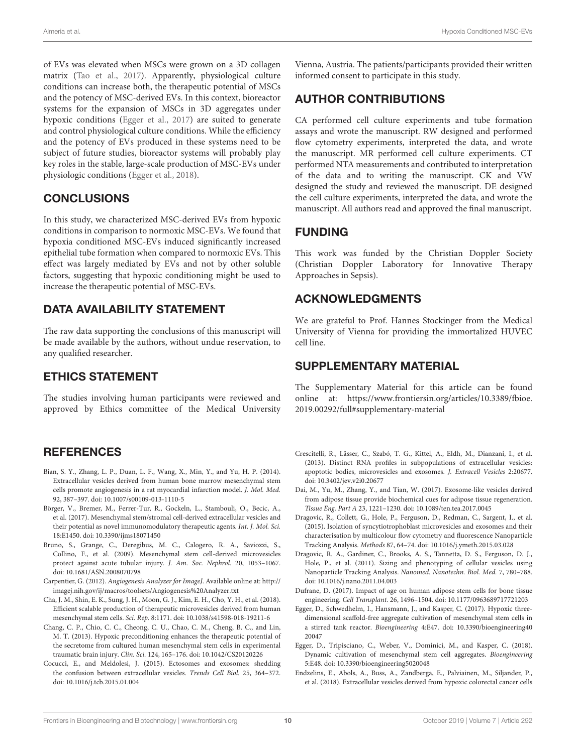of EVs was elevated when MSCs were grown on a 3D collagen matrix (Tao et al., 2017). Apparently, physiological culture conditions can increase both, the therapeutic potential of MSCs and the potency of MSC-derived EVs. In this context, bioreactor systems for the expansion of MSCs in 3D aggregates under hypoxic conditions (Egger et al., 2017) are suited to generate and control physiological culture conditions. While the efficiency and the potency of EVs produced in these systems need to be subject of future studies, bioreactor systems will probably play key roles in the stable, large-scale production of MSC-EVs under physiologic conditions (Egger et al., 2018).

## CONCLUSIONS

In this study, we characterized MSC-derived EVs from hypoxic conditions in comparison to normoxic MSC-EVs. We found that hypoxia conditioned MSC-EVs induced significantly increased epithelial tube formation when compared to normoxic EVs. This effect was largely mediated by EVs and not by other soluble factors, suggesting that hypoxic conditioning might be used to increase the therapeutic potential of MSC-EVs.

## DATA AVAILABILITY STATEMENT

The raw data supporting the conclusions of this manuscript will be made available by the authors, without undue reservation, to any qualified researcher.

## ETHICS STATEMENT

The studies involving human participants were reviewed and approved by Ethics committee of the Medical University Vienna, Austria. The patients/participants provided their written informed consent to participate in this study.

## AUTHOR CONTRIBUTIONS

CA performed cell culture experiments and tube formation assays and wrote the manuscript. RW designed and performed flow cytometry experiments, interpreted the data, and wrote the manuscript. MR performed cell culture experiments. CT performed NTA measurements and contributed to interpretation of the data and to writing the manuscript. CK and VW designed the study and reviewed the manuscript. DE designed the cell culture experiments, interpreted the data, and wrote the manuscript. All authors read and approved the final manuscript.

## FUNDING

This work was funded by the Christian Doppler Society (Christian Doppler Laboratory for Innovative Therapy Approaches in Sepsis).

## ACKNOWLEDGMENTS

We are grateful to Prof. Hannes Stockinger from the Medical University of Vienna for providing the immortalized HUVEC cell line.

## SUPPLEMENTARY MATERIAL

The Supplementary Material for this article can be found online at: https://www.frontiersin.org/articles/10.3389/fbioe.2019.00292/full#supplementary-material

## REFERENCES

Bian, S. Y., Zhang, L. P., Duan, L. F., Wang, X., Min, Y., and Yu, H. P. (2014). Extracellular vesicles derived from human bone marrow mesenchymal stem cells promote angiogenesis in a rat myocardial infarction model. *J. Mol. Med.* 92, 387–397. doi: 10.1007/s00109-013-1110-5

Börger, V., Bremer, M., Ferrer-Tur, R., Gockeln, L., Stambouli, O., Becic, A., et al. (2017). Mesenchymal stem/stromal cell-derived extracellular vesicles and their potential as novel immunomodulatory therapeutic agents. *Int. J. Mol. Sci.* 18:E1450. doi: 10.3390/ijms18071450

Bruno, S., Grange, C., Deregibus, M. C., Calogero, R. A., Saviozzi, S., Collino, F., et al. (2009). Mesenchymal stem cell-derived microvesicles protect against acute tubular injury. *J. Am. Soc. Nephrol.* 20, 1053–1067. doi: 10.1681/ASN.2008070798

Carpentier, G. (2012). *Angiogenesis Analyzer for ImageJ*. Available online at: http://imagej.nih.gov/ij/macros/toolsets/Angiogenesis%20Analyzer.txt

Cha, J. M., Shin, E. K., Sung, J. H., Moon, G. J., Kim, E. H., Cho, Y. H., et al. (2018). Efficient scalable production of therapeutic microvesicles derived from human mesenchymal stem cells. *Sci. Rep.* 8:1171. doi: 10.1038/s41598-018-19211-6

Chang, C. P., Chio, C. C., Cheong, C. U., Chao, C. M., Cheng, B. C., and Lin, M. T. (2013). Hypoxic preconditioning enhances the therapeutic potential of the secretome from cultured human mesenchymal stem cells in experimental traumatic brain injury. *Clin. Sci.* 124, 165–176. doi: 10.1042/CS20120226

Cocucci, E., and Meldolesi, J. (2015). Ectosomes and exosomes: shedding the confusion between extracellular vesicles. *Trends Cell Biol.* 25, 364–372. doi: 10.1016/j.tcb.2015.01.004

Crescitelli, R., Lässer, C., Szabó, T. G., Kittel, A., Eldh, M., Dianzani, I., et al. (2013). Distinct RNA profiles in subpopulations of extracellular vesicles: apoptotic bodies, microvesicles and exosomes. *J. Extracell Vesicles* 2:20677. doi: 10.3402/jev.v2i0.20677

Dai, M., Yu, M., Zhang, Y., and Tian, W. (2017). Exosome-like vesicles derived from adipose tissue provide biochemical cues for adipose tissue regeneration. *Tissue Eng. Part A* 23, 1221–1230. doi: 10.1089/ten.tea.2017.0045

Dragovic, R., Collett, G., Hole, P., Ferguson, D., Redman, C., Sargent, I., et al. (2015). Isolation of syncytiotrophoblast microvesicles and exosomes and their characterisation by multicolour flow cytometry and fluorescence Nanoparticle Tracking Analysis. *Methods* 87, 64–74. doi: 10.1016/j.ymeth.2015.03.028

Dragovic, R. A., Gardiner, C., Brooks, A. S., Tannetta, D. S., Ferguson, D. J., Hole, P., et al. (2011). Sizing and phenotyping of cellular vesicles using Nanoparticle Tracking Analysis. *Nanomed. Nanotechn. Biol. Med.* 7, 780–788. doi: 10.1016/j.nano.2011.04.003

Dufrane, D. (2017). Impact of age on human adipose stem cells for bone tissue engineering. *Cell Transplant.* 26, 1496–1504. doi: 10.1177/0963689717721203

Egger, D., Schwedhelm, I., Hansmann, J., and Kasper, C. (2017). Hypoxic three-dimensional scaffold-free aggregate cultivation of mesenchymal stem cells in a stirred tank reactor. *Bioengineering* 4:E47. doi: 10.3390/bioengineering4020047

Egger, D., Tripisciano, C., Weber, V., Dominici, M., and Kasper, C. (2018). Dynamic cultivation of mesenchymal stem cell aggregates. *Bioengineering* 5:E48. doi: 10.3390/bioengineering5020048

Endzelins, E., Abols, A., Buss, A., Zandberga, E., Palviainen, M., Siljander, P., et al. (2018). Extracellular vesicles derived from hypoxic colorectal cancer cells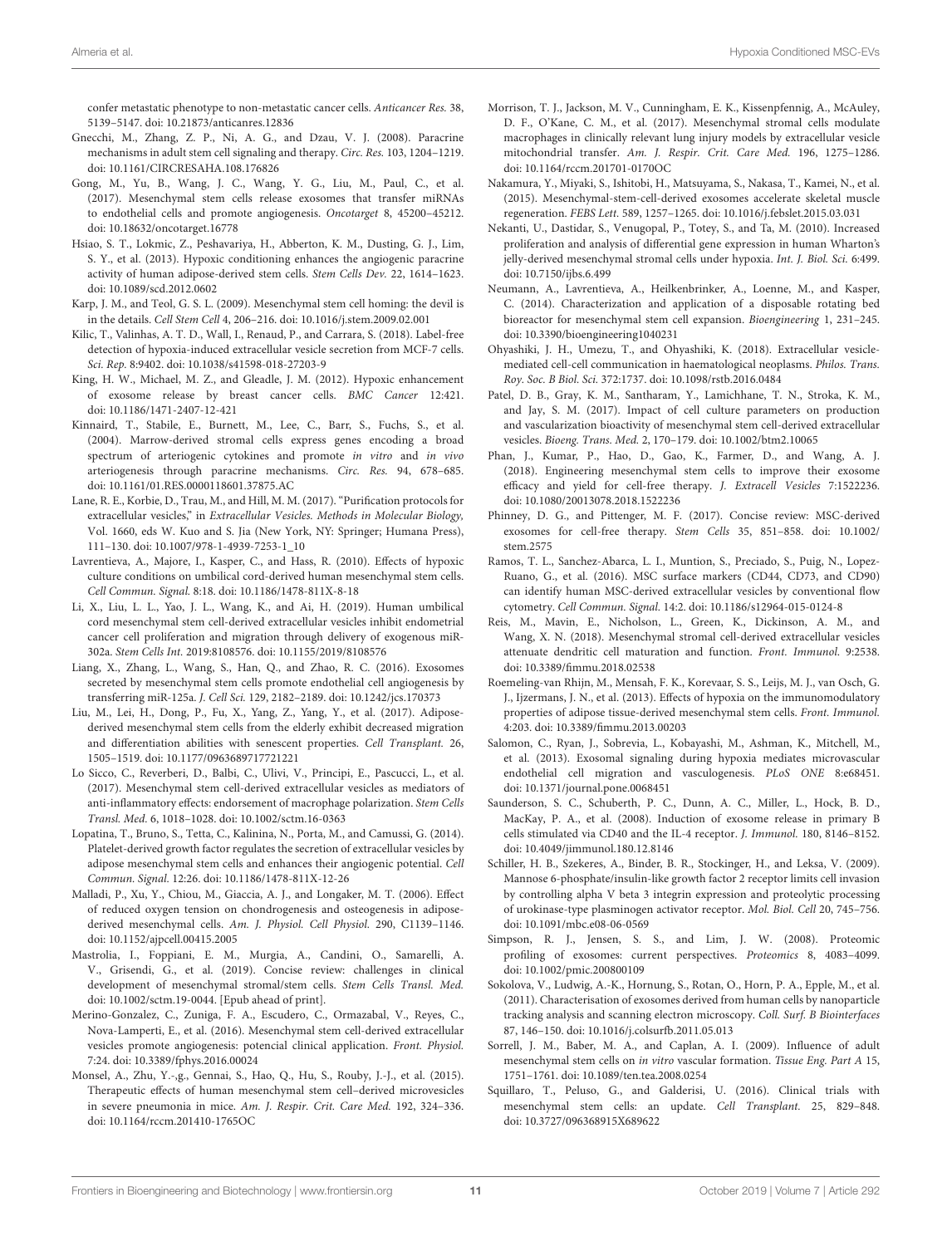confer metastatic phenotype to non-metastatic cancer cells. *Anticancer Res.* 38, 5139–5147. doi: 10.21873/anticanres.12836

Gnecchi, M., Zhang, Z. P., Ni, A. G., and Dzau, V. J. (2008). Paracrine mechanisms in adult stem cell signaling and therapy. *Circ. Res.* 103, 1204–1219. doi: 10.1161/CIRCRESAHA.108.176826

Gong, M., Yu, B., Wang, J. C., Wang, Y. G., Liu, M., Paul, C., et al. (2017). Mesenchymal stem cells release exosomes that transfer miRNAs to endothelial cells and promote angiogenesis. *Oncotarget* 8, 45200–45212. doi: 10.18632/oncotarget.16778

Hsiao, S. T., Lokmic, Z., Peshavariya, H., Abberton, K. M., Dusting, G. J., Lim, S. Y., et al. (2013). Hypoxic conditioning enhances the angiogenic paracrine activity of human adipose-derived stem cells. *Stem Cells Dev.* 22, 1614–1623. doi: 10.1089/scd.2012.0602

Karp, J. M., and Teol, G. S. L. (2009). Mesenchymal stem cell homing: the devil is in the details. *Cell Stem Cell* 4, 206–216. doi: 10.1016/j.stem.2009.02.001

Kilic, T., Valinhas, A. T. D., Wall, I., Renaud, P., and Carrara, S. (2018). Label-free detection of hypoxia-induced extracellular vesicle secretion from MCF-7 cells. *Sci. Rep.* 8:9402. doi: 10.1038/s41598-018-27203-9

King, H. W., Michael, M. Z., and Gleadle, J. M. (2012). Hypoxic enhancement of exosome release by breast cancer cells. *BMC Cancer* 12:421. doi: 10.1186/1471-2407-12-421

Kinnaird, T., Stabile, E., Burnett, M., Lee, C., Barr, S., Fuchs, S., et al. (2004). Marrow-derived stromal cells express genes encoding a broad spectrum of arteriogenic cytokines and promote *in vitro* and *in vivo* arteriogenesis through paracrine mechanisms. *Circ. Res.* 94, 678–685. doi: 10.1161/01.RES.0000118601.37875.AC

Lane, R. E., Korbie, D., Trau, M., and Hill, M. M. (2017). "Purification protocols for extracellular vesicles," in *Extracellular Vesicles. Methods in Molecular Biology,* Vol. 1660, eds W. Kuo and S. Jia (New York, NY: Springer; Humana Press), 111–130. doi: 10.1007/978-1-4939-7253-1_10

Lavrentieva, A., Majore, I., Kasper, C., and Hass, R. (2010). Effects of hypoxic culture conditions on umbilical cord-derived human mesenchymal stem cells. *Cell Commun. Signal.* 8:18. doi: 10.1186/1478-811X-8-18

Li, X., Liu, L. L., Yao, J. L., Wang, K., and Ai, H. (2019). Human umbilical cord mesenchymal stem cell-derived extracellular vesicles inhibit endometrial cancer cell proliferation and migration through delivery of exogenous miR-302a. *Stem Cells Int.* 2019:8108576. doi: 10.1155/2019/8108576

Liang, X., Zhang, L., Wang, S., Han, Q., and Zhao, R. C. (2016). Exosomes secreted by mesenchymal stem cells promote endothelial cell angiogenesis by transferring miR-125a. *J. Cell Sci.* 129, 2182–2189. doi: 10.1242/jcs.170373

Liu, M., Lei, H., Dong, P., Fu, X., Yang, Z., Yang, Y., et al. (2017). Adipose-derived mesenchymal stem cells from the elderly exhibit decreased migration and differentiation abilities with senescent properties. *Cell Transplant.* 26, 1505–1519. doi: 10.1177/0963689717721221

Lo Sicco, C., Reverberi, D., Balbi, C., Ulivi, V., Principi, E., Pascucci, L., et al. (2017). Mesenchymal stem cell-derived extracellular vesicles as mediators of anti-inflammatory effects: endorsement of macrophage polarization. *Stem Cells Transl. Med.* 6, 1018–1028. doi: 10.1002/sctm.16-0363

Lopatina, T., Bruno, S., Tetta, C., Kalinina, N., Porta, M., and Camussi, G. (2014). Platelet-derived growth factor regulates the secretion of extracellular vesicles by adipose mesenchymal stem cells and enhances their angiogenic potential. *Cell Commun. Signal.* 12:26. doi: 10.1186/1478-811X-12-26

Malladi, P., Xu, Y., Chiou, M., Giaccia, A. J., and Longaker, M. T. (2006). Effect of reduced oxygen tension on chondrogenesis and osteogenesis in adipose-derived mesenchymal cells. *Am. J. Physiol. Cell Physiol.* 290, C1139–1146. doi: 10.1152/ajpcell.00415.2005

Mastrolia, I., Foppiani, E. M., Murgia, A., Candini, O., Samarelli, A. V., Grisendi, G., et al. (2019). Concise review: challenges in clinical development of mesenchymal stromal/stem cells. *Stem Cells Transl. Med.* doi: 10.1002/sctm.19-0044. [Epub ahead of print].

Merino-Gonzalez, C., Zuniga, F. A., Escudero, C., Ormazabal, V., Reyes, C., Nova-Lamperti, E., et al. (2016). Mesenchymal stem cell-derived extracellular vesicles promote angiogenesis: potencial clinical application. *Front. Physiol.* 7:24. doi: 10.3389/fphys.2016.00024

Monsel, A., Zhu, Y.-,g., Gennai, S., Hao, Q., Hu, S., Rouby, J.-J., et al. (2015). Therapeutic effects of human mesenchymal stem cell–derived microvesicles in severe pneumonia in mice. *Am. J. Respir. Crit. Care Med.* 192, 324–336. doi: 10.1164/rccm.201410-1765OC

Morrison, T. J., Jackson, M. V., Cunningham, E. K., Kissenpfennig, A., McAuley, D. F., O'Kane, C. M., et al. (2017). Mesenchymal stromal cells modulate macrophages in clinically relevant lung injury models by extracellular vesicle mitochondrial transfer. *Am. J. Respir. Crit. Care Med.* 196, 1275–1286. doi: 10.1164/rccm.201701-0170OC

Nakamura, Y., Miyaki, S., Ishitobi, H., Matsuyama, S., Nakasa, T., Kamei, N., et al. (2015). Mesenchymal-stem-cell-derived exosomes accelerate skeletal muscle regeneration. *FEBS Lett.* 589, 1257–1265. doi: 10.1016/j.febslet.2015.03.031

Nekanti, U., Dastidar, S., Venugopal, P., Totey, S., and Ta, M. (2010). Increased proliferation and analysis of differential gene expression in human Wharton's jelly-derived mesenchymal stromal cells under hypoxia. *Int. J. Biol. Sci.* 6:499. doi: 10.7150/ijbs.6.499

Neumann, A., Lavrentieva, A., Heilkenbrinker, A., Loenne, M., and Kasper, C. (2014). Characterization and application of a disposable rotating bed bioreactor for mesenchymal stem cell expansion. *Bioengineering* 1, 231–245. doi: 10.3390/bioengineering1040231

Ohyashiki, J. H., Umezu, T., and Ohyashiki, K. (2018). Extracellular vesicle-mediated cell-cell communication in haematological neoplasms. *Philos. Trans. Roy. Soc. B Biol. Sci.* 372:1737. doi: 10.1098/rstb.2016.0484

Patel, D. B., Gray, K. M., Santharam, Y., Lamichhane, T. N., Stroka, K. M., and Jay, S. M. (2017). Impact of cell culture parameters on production and vascularization bioactivity of mesenchymal stem cell-derived extracellular vesicles. *Bioeng. Trans. Med.* 2, 170–179. doi: 10.1002/btm2.10065

Phan, J., Kumar, P., Hao, D., Gao, K., Farmer, D., and Wang, A. J. (2018). Engineering mesenchymal stem cells to improve their exosome efficacy and yield for cell-free therapy. *J. Extracell Vesicles* 7:1522236. doi: 10.1080/20013078.2018.1522236

Phinney, D. G., and Pittenger, M. F. (2017). Concise review: MSC-derived exosomes for cell-free therapy. *Stem Cells* 35, 851–858. doi: 10.1002/stem.2575

Ramos, T. L., Sanchez-Abarca, L. I., Muntion, S., Preciado, S., Puig, N., Lopez-Ruano, G., et al. (2016). MSC surface markers (CD44, CD73, and CD90) can identify human MSC-derived extracellular vesicles by conventional flow cytometry. *Cell Commun. Signal.* 14:2. doi: 10.1186/s12964-015-0124-8

Reis, M., Mavin, E., Nicholson, L., Green, K., Dickinson, A. M., and Wang, X. N. (2018). Mesenchymal stromal cell-derived extracellular vesicles attenuate dendritic cell maturation and function. *Front. Immunol.* 9:2538. doi: 10.3389/fimmu.2018.02538

Roemeling-van Rhijn, M., Mensah, F. K., Korevaar, S. S., Leijs, M. J., van Osch, G. J., Ijzermans, J. N., et al. (2013). Effects of hypoxia on the immunomodulatory properties of adipose tissue-derived mesenchymal stem cells. *Front. Immunol.* 4:203. doi: 10.3389/fimmu.2013.00203

Salomon, C., Ryan, J., Sobrevia, L., Kobayashi, M., Ashman, K., Mitchell, M., et al. (2013). Exosomal signaling during hypoxia mediates microvascular endothelial cell migration and vasculogenesis. *PLoS ONE* 8:e68451. doi: 10.1371/journal.pone.0068451

Saunderson, S. C., Schuberth, P. C., Dunn, A. C., Miller, L., Hock, B. D., MacKay, P. A., et al. (2008). Induction of exosome release in primary B cells stimulated via CD40 and the IL-4 receptor. *J. Immunol.* 180, 8146–8152. doi: 10.4049/jimmunol.180.12.8146

Schiller, H. B., Szekeres, A., Binder, B. R., Stockinger, H., and Leksa, V. (2009). Mannose 6-phosphate/insulin-like growth factor 2 receptor limits cell invasion by controlling alpha V beta 3 integrin expression and proteolytic processing of urokinase-type plasminogen activator receptor. *Mol. Biol. Cell* 20, 745–756. doi: 10.1091/mbc.e08-06-0569

Simpson, R. J., Jensen, S. S., and Lim, J. W. (2008). Proteomic profiling of exosomes: current perspectives. *Proteomics* 8, 4083–4099. doi: 10.1002/pmic.200800109

Sokolova, V., Ludwig, A.-K., Hornung, S., Rotan, O., Horn, P. A., Epple, M., et al. (2011). Characterisation of exosomes derived from human cells by nanoparticle tracking analysis and scanning electron microscopy. *Coll. Surf. B Biointerfaces* 87, 146–150. doi: 10.1016/j.colsurfb.2011.05.013

Sorrell, J. M., Baber, M. A., and Caplan, A. I. (2009). Influence of adult mesenchymal stem cells on *in vitro* vascular formation. *Tissue Eng. Part A* 15, 1751–1761. doi: 10.1089/ten.tea.2008.0254

Squillaro, T., Peluso, G., and Galderisi, U. (2016). Clinical trials with mesenchymal stem cells: an update. *Cell Transplant.* 25, 829–848. doi: 10.3727/096368915X689622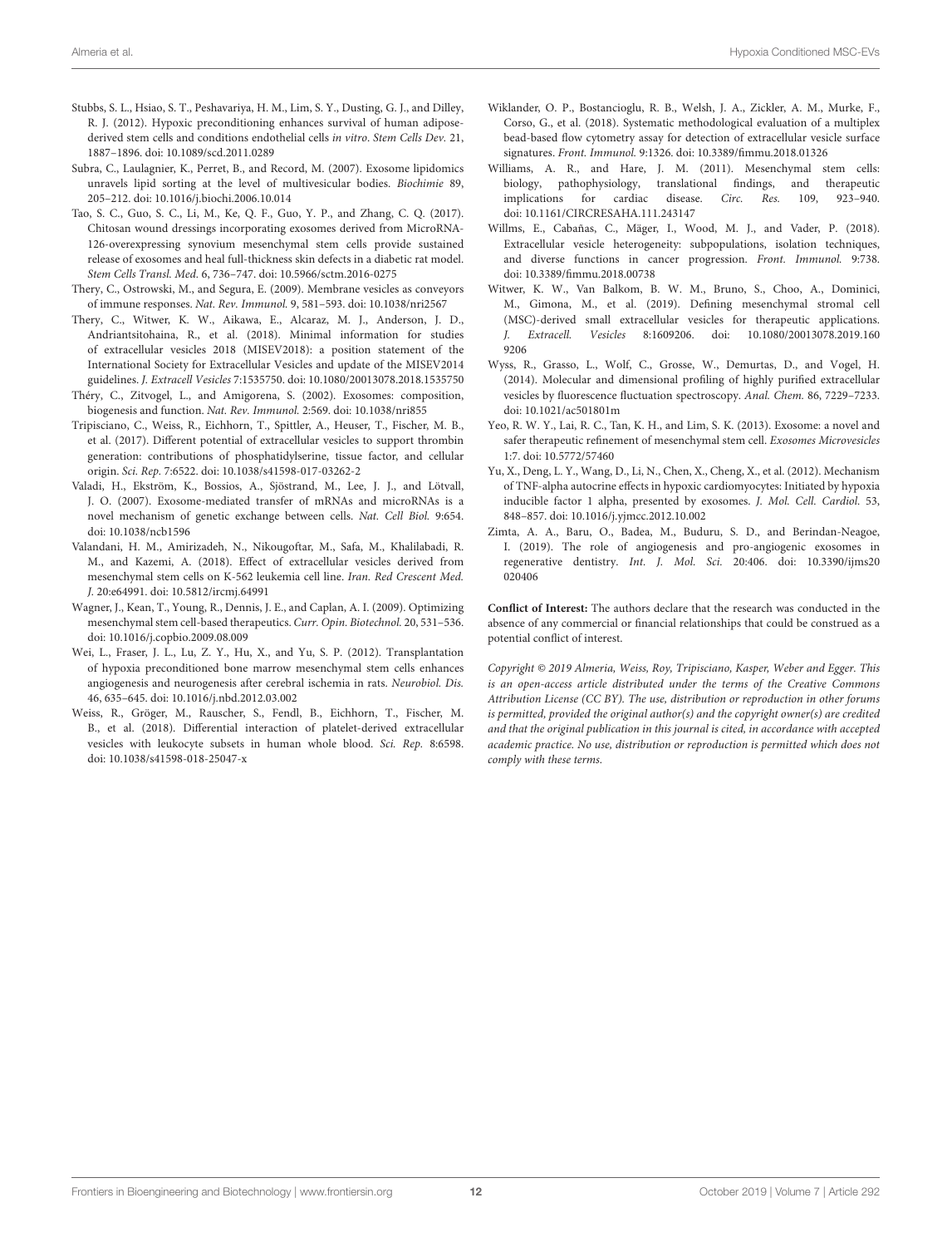Stubbs, S. L., Hsiao, S. T., Peshavariya, H. M., Lim, S. Y., Dusting, G. J., and Dilley, R. J. (2012). Hypoxic preconditioning enhances survival of human adipose-derived stem cells and conditions endothelial cells *in vitro*. *Stem Cells Dev.* 21, 1887–1896. doi: 10.1089/scd.2011.0289

Subra, C., Laulagnier, K., Perret, B., and Record, M. (2007). Exosome lipidomics unravels lipid sorting at the level of multivesicular bodies. *Biochimie* 89, 205–212. doi: 10.1016/j.biochi.2006.10.014

Tao, S. C., Guo, S. C., Li, M., Ke, Q. F., Guo, Y. P., and Zhang, C. Q. (2017). Chitosan wound dressings incorporating exosomes derived from MicroRNA-126-overexpressing synovium mesenchymal stem cells provide sustained release of exosomes and heal full-thickness skin defects in a diabetic rat model. *Stem Cells Transl. Med.* 6, 736–747. doi: 10.5966/sctm.2016-0275

Thery, C., Ostrowski, M., and Segura, E. (2009). Membrane vesicles as conveyors of immune responses. *Nat. Rev. Immunol.* 9, 581–593. doi: 10.1038/nri2567

Thery, C., Witwer, K. W., Aikawa, E., Alcaraz, M. J., Anderson, J. D., Andriantsitohaina, R., et al. (2018). Minimal information for studies of extracellular vesicles 2018 (MISEV2018): a position statement of the International Society for Extracellular Vesicles and update of the MISEV2014 guidelines. *J. Extracell Vesicles* 7:1535750. doi: 10.1080/20013078.2018.1535750

Théry, C., Zitvogel, L., and Amigorena, S. (2002). Exosomes: composition, biogenesis and function. *Nat. Rev. Immunol.* 2:569. doi: 10.1038/nri855

Tripisciano, C., Weiss, R., Eichhorn, T., Spittler, A., Heuser, T., Fischer, M. B., et al. (2017). Different potential of extracellular vesicles to support thrombin generation: contributions of phosphatidylserine, tissue factor, and cellular origin. *Sci. Rep.* 7:6522. doi: 10.1038/s41598-017-03262-2

Valadi, H., Ekström, K., Bossios, A., Sjöstrand, M., Lee, J. J., and Lötvall, J. O. (2007). Exosome-mediated transfer of mRNAs and microRNAs is a novel mechanism of genetic exchange between cells. *Nat. Cell Biol.* 9:654. doi: 10.1038/ncb1596

Valandani, H. M., Amirizadeh, N., Nikougoftar, M., Safa, M., Khalilabadi, R. M., and Kazemi, A. (2018). Effect of extracellular vesicles derived from mesenchymal stem cells on K-562 leukemia cell line. *Iran. Red Crescent Med. J.* 20:e64991. doi: 10.5812/ircmj.64991

Wagner, J., Kean, T., Young, R., Dennis, J. E., and Caplan, A. I. (2009). Optimizing mesenchymal stem cell-based therapeutics. *Curr. Opin. Biotechnol.* 20, 531–536. doi: 10.1016/j.copbio.2009.08.009

Wei, L., Fraser, J. L., Lu, Z. Y., Hu, X., and Yu, S. P. (2012). Transplantation of hypoxia preconditioned bone marrow mesenchymal stem cells enhances angiogenesis and neurogenesis after cerebral ischemia in rats. *Neurobiol. Dis.* 46, 635–645. doi: 10.1016/j.nbd.2012.03.002

Weiss, R., Gröger, M., Rauscher, S., Fendl, B., Eichhorn, T., Fischer, M. B., et al. (2018). Differential interaction of platelet-derived extracellular vesicles with leukocyte subsets in human whole blood. *Sci. Rep.* 8:6598. doi: 10.1038/s41598-018-25047-x

Wiklander, O. P., Bostancioglu, R. B., Welsh, J. A., Zickler, A. M., Murke, F., Corso, G., et al. (2018). Systematic methodological evaluation of a multiplex bead-based flow cytometry assay for detection of extracellular vesicle surface signatures. *Front. Immunol.* 9:1326. doi: 10.3389/fimmu.2018.01326

Williams, A. R., and Hare, J. M. (2011). Mesenchymal stem cells: biology, pathophysiology, translational findings, and therapeutic implications for cardiac disease. *Circ. Res.* 109, 923–940. doi: 10.1161/CIRCRESAHA.111.243147

Willms, E., Cabañas, C., Mäger, I., Wood, M. J., and Vader, P. (2018). Extracellular vesicle heterogeneity: subpopulations, isolation techniques, and diverse functions in cancer progression. *Front. Immunol.* 9:738. doi: 10.3389/fimmu.2018.00738

Witwer, K. W., Van Balkom, B. W. M., Bruno, S., Choo, A., Dominici, M., Gimona, M., et al. (2019). Defining mesenchymal stromal cell (MSC)-derived small extracellular vesicles for therapeutic applications. *J. Extracell. Vesicles* 8:1609206. doi: 10.1080/20013078.2019.1609206

Wyss, R., Grasso, L., Wolf, C., Grosse, W., Demurtas, D., and Vogel, H. (2014). Molecular and dimensional profiling of highly purified extracellular vesicles by fluorescence fluctuation spectroscopy. *Anal. Chem.* 86, 7229–7233. doi: 10.1021/ac501801m

Yeo, R. W. Y., Lai, R. C., Tan, K. H., and Lim, S. K. (2013). Exosome: a novel and safer therapeutic refinement of mesenchymal stem cell. *Exosomes Microvesicles* 1:7. doi: 10.5772/57460

Yu, X., Deng, L. Y., Wang, D., Li, N., Chen, X., Cheng, X., et al. (2012). Mechanism of TNF-alpha autocrine effects in hypoxic cardiomyocytes: Initiated by hypoxia inducible factor 1 alpha, presented by exosomes. *J. Mol. Cell. Cardiol.* 53, 848–857. doi: 10.1016/j.yjmcc.2012.10.002

Zimta, A. A., Baru, O., Badea, M., Buduru, S. D., and Berindan-Neagoe, I. (2019). The role of angiogenesis and pro-angiogenic exosomes in regenerative dentistry. *Int. J. Mol. Sci.* 20:406. doi: 10.3390/ijms20020406

**Conflict of Interest:** The authors declare that the research was conducted in the absence of any commercial or financial relationships that could be construed as a potential conflict of interest.

*Copyright © 2019 Almeria, Weiss, Roy, Tripisciano, Kasper, Weber and Egger. This is an open-access article distributed under the terms of the Creative Commons Attribution License (CC BY). The use, distribution or reproduction in other forums is permitted, provided the original author(s) and the copyright owner(s) are credited and that the original publication in this journal is cited, in accordance with accepted academic practice. No use, distribution or reproduction is permitted which does not comply with these terms.*